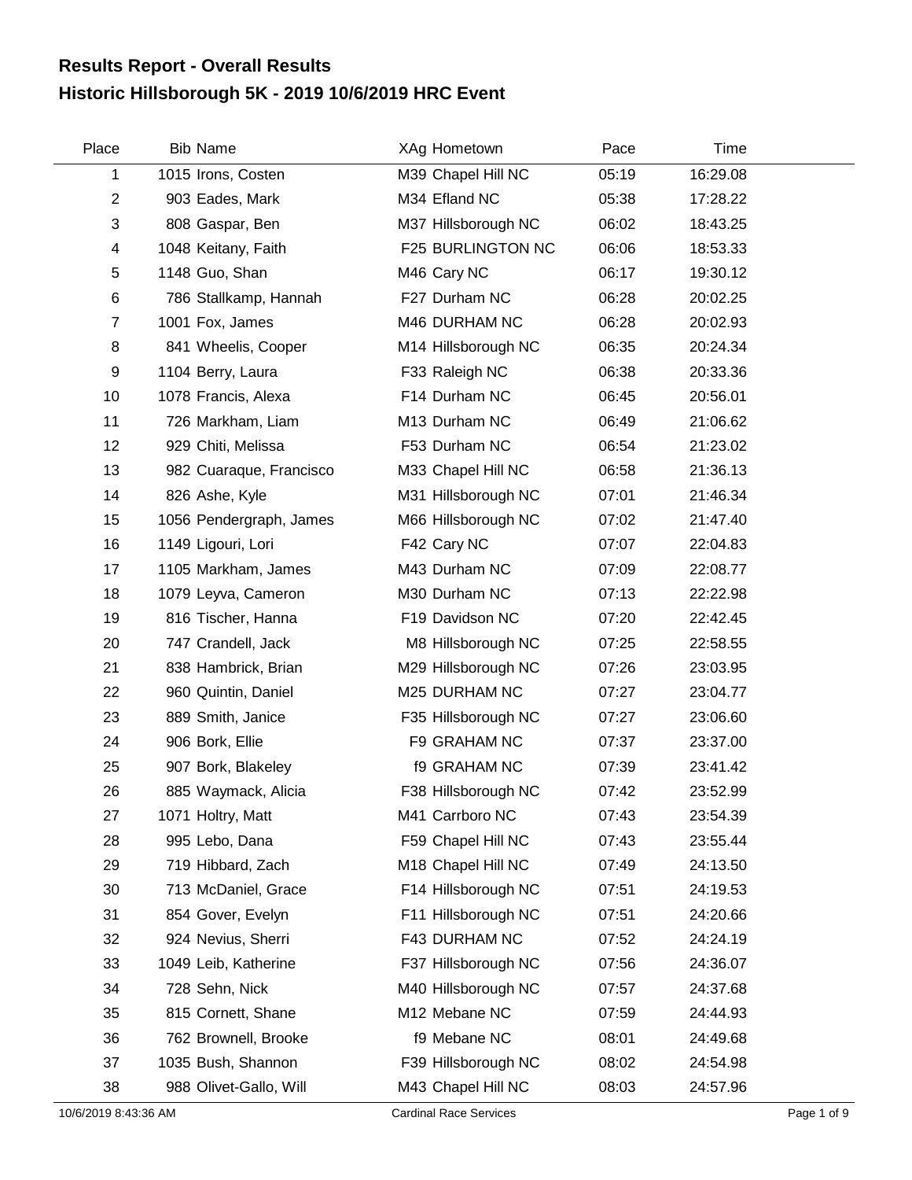# Results Report - Overall Results

## Historic Hillsborough 5K - 2019 10/6/2019 HRC Event

| Place | Bib | Name | XAg | Hometown | Pace | Time |
|---|---|---|---|---|---|---|
| 1 | 1015 | Irons, Costen | M39 | Chapel Hill NC | 05:19 | 16:29.08 |
| 2 | 903 | Eades, Mark | M34 | Efland NC | 05:38 | 17:28.22 |
| 3 | 808 | Gaspar, Ben | M37 | Hillsborough NC | 06:02 | 18:43.25 |
| 4 | 1048 | Keitany, Faith | F25 | BURLINGTON NC | 06:06 | 18:53.33 |
| 5 | 1148 | Guo, Shan | M46 | Cary NC | 06:17 | 19:30.12 |
| 6 | 786 | Stallkamp, Hannah | F27 | Durham NC | 06:28 | 20:02.25 |
| 7 | 1001 | Fox, James | M46 | DURHAM NC | 06:28 | 20:02.93 |
| 8 | 841 | Wheelis, Cooper | M14 | Hillsborough NC | 06:35 | 20:24.34 |
| 9 | 1104 | Berry, Laura | F33 | Raleigh NC | 06:38 | 20:33.36 |
| 10 | 1078 | Francis, Alexa | F14 | Durham NC | 06:45 | 20:56.01 |
| 11 | 726 | Markham, Liam | M13 | Durham NC | 06:49 | 21:06.62 |
| 12 | 929 | Chiti, Melissa | F53 | Durham NC | 06:54 | 21:23.02 |
| 13 | 982 | Cuaraque, Francisco | M33 | Chapel Hill NC | 06:58 | 21:36.13 |
| 14 | 826 | Ashe, Kyle | M31 | Hillsborough NC | 07:01 | 21:46.34 |
| 15 | 1056 | Pendergraph, James | M66 | Hillsborough NC | 07:02 | 21:47.40 |
| 16 | 1149 | Ligouri, Lori | F42 | Cary NC | 07:07 | 22:04.83 |
| 17 | 1105 | Markham, James | M43 | Durham NC | 07:09 | 22:08.77 |
| 18 | 1079 | Leyva, Cameron | M30 | Durham NC | 07:13 | 22:22.98 |
| 19 | 816 | Tischer, Hanna | F19 | Davidson NC | 07:20 | 22:42.45 |
| 20 | 747 | Crandell, Jack | M8 | Hillsborough NC | 07:25 | 22:58.55 |
| 21 | 838 | Hambrick, Brian | M29 | Hillsborough NC | 07:26 | 23:03.95 |
| 22 | 960 | Quintin, Daniel | M25 | DURHAM NC | 07:27 | 23:04.77 |
| 23 | 889 | Smith, Janice | F35 | Hillsborough NC | 07:27 | 23:06.60 |
| 24 | 906 | Bork, Ellie | F9 | GRAHAM NC | 07:37 | 23:37.00 |
| 25 | 907 | Bork, Blakeley | f9 | GRAHAM NC | 07:39 | 23:41.42 |
| 26 | 885 | Waymack, Alicia | F38 | Hillsborough NC | 07:42 | 23:52.99 |
| 27 | 1071 | Holtry, Matt | M41 | Carrboro NC | 07:43 | 23:54.39 |
| 28 | 995 | Lebo, Dana | F59 | Chapel Hill NC | 07:43 | 23:55.44 |
| 29 | 719 | Hibbard, Zach | M18 | Chapel Hill NC | 07:49 | 24:13.50 |
| 30 | 713 | McDaniel, Grace | F14 | Hillsborough NC | 07:51 | 24:19.53 |
| 31 | 854 | Gover, Evelyn | F11 | Hillsborough NC | 07:51 | 24:20.66 |
| 32 | 924 | Nevius, Sherri | F43 | DURHAM NC | 07:52 | 24:24.19 |
| 33 | 1049 | Leib, Katherine | F37 | Hillsborough NC | 07:56 | 24:36.07 |
| 34 | 728 | Sehn, Nick | M40 | Hillsborough NC | 07:57 | 24:37.68 |
| 35 | 815 | Cornett, Shane | M12 | Mebane NC | 07:59 | 24:44.93 |
| 36 | 762 | Brownell, Brooke | f9 | Mebane NC | 08:01 | 24:49.68 |
| 37 | 1035 | Bush, Shannon | F39 | Hillsborough NC | 08:02 | 24:54.98 |
| 38 | 988 | Olivet-Gallo, Will | M43 | Chapel Hill NC | 08:03 | 24:57.96 |

10/6/2019 8:43:36 AM — Cardinal Race Services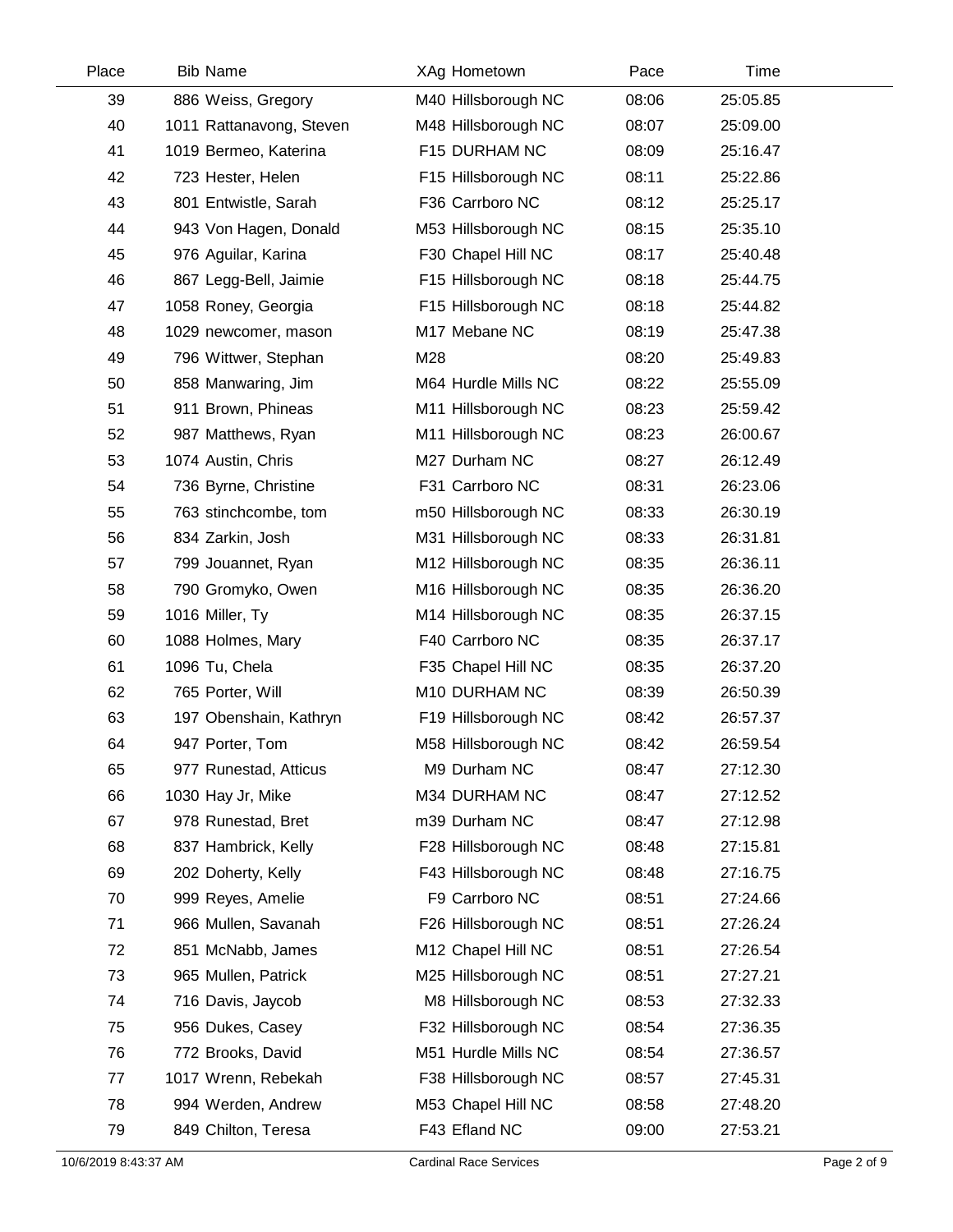| Place | Bib | Name | XAg | Hometown | Pace | Time |
|---|---|---|---|---|---|---|
| 39 | 886 | Weiss, Gregory | M40 | Hillsborough NC | 08:06 | 25:05.85 |
| 40 | 1011 | Rattanavong, Steven | M48 | Hillsborough NC | 08:07 | 25:09.00 |
| 41 | 1019 | Bermeo, Katerina | F15 | DURHAM NC | 08:09 | 25:16.47 |
| 42 | 723 | Hester, Helen | F15 | Hillsborough NC | 08:11 | 25:22.86 |
| 43 | 801 | Entwistle, Sarah | F36 | Carrboro NC | 08:12 | 25:25.17 |
| 44 | 943 | Von Hagen, Donald | M53 | Hillsborough NC | 08:15 | 25:35.10 |
| 45 | 976 | Aguilar, Karina | F30 | Chapel Hill NC | 08:17 | 25:40.48 |
| 46 | 867 | Legg-Bell, Jaimie | F15 | Hillsborough NC | 08:18 | 25:44.75 |
| 47 | 1058 | Roney, Georgia | F15 | Hillsborough NC | 08:18 | 25:44.82 |
| 48 | 1029 | newcomer, mason | M17 | Mebane NC | 08:19 | 25:47.38 |
| 49 | 796 | Wittwer, Stephan | M28 | | 08:20 | 25:49.83 |
| 50 | 858 | Manwaring, Jim | M64 | Hurdle Mills NC | 08:22 | 25:55.09 |
| 51 | 911 | Brown, Phineas | M11 | Hillsborough NC | 08:23 | 25:59.42 |
| 52 | 987 | Matthews, Ryan | M11 | Hillsborough NC | 08:23 | 26:00.67 |
| 53 | 1074 | Austin, Chris | M27 | Durham NC | 08:27 | 26:12.49 |
| 54 | 736 | Byrne, Christine | F31 | Carrboro NC | 08:31 | 26:23.06 |
| 55 | 763 | stinchcombe, tom | m50 | Hillsborough NC | 08:33 | 26:30.19 |
| 56 | 834 | Zarkin, Josh | M31 | Hillsborough NC | 08:33 | 26:31.81 |
| 57 | 799 | Jouannet, Ryan | M12 | Hillsborough NC | 08:35 | 26:36.11 |
| 58 | 790 | Gromyko, Owen | M16 | Hillsborough NC | 08:35 | 26:36.20 |
| 59 | 1016 | Miller, Ty | M14 | Hillsborough NC | 08:35 | 26:37.15 |
| 60 | 1088 | Holmes, Mary | F40 | Carrboro NC | 08:35 | 26:37.17 |
| 61 | 1096 | Tu, Chela | F35 | Chapel Hill NC | 08:35 | 26:37.20 |
| 62 | 765 | Porter, Will | M10 | DURHAM NC | 08:39 | 26:50.39 |
| 63 | 197 | Obenshain, Kathryn | F19 | Hillsborough NC | 08:42 | 26:57.37 |
| 64 | 947 | Porter, Tom | M58 | Hillsborough NC | 08:42 | 26:59.54 |
| 65 | 977 | Runestad, Atticus | M9 | Durham NC | 08:47 | 27:12.30 |
| 66 | 1030 | Hay Jr, Mike | M34 | DURHAM NC | 08:47 | 27:12.52 |
| 67 | 978 | Runestad, Bret | m39 | Durham NC | 08:47 | 27:12.98 |
| 68 | 837 | Hambrick, Kelly | F28 | Hillsborough NC | 08:48 | 27:15.81 |
| 69 | 202 | Doherty, Kelly | F43 | Hillsborough NC | 08:48 | 27:16.75 |
| 70 | 999 | Reyes, Amelie | F9 | Carrboro NC | 08:51 | 27:24.66 |
| 71 | 966 | Mullen, Savanah | F26 | Hillsborough NC | 08:51 | 27:26.24 |
| 72 | 851 | McNabb, James | M12 | Chapel Hill NC | 08:51 | 27:26.54 |
| 73 | 965 | Mullen, Patrick | M25 | Hillsborough NC | 08:51 | 27:27.21 |
| 74 | 716 | Davis, Jaycob | M8 | Hillsborough NC | 08:53 | 27:32.33 |
| 75 | 956 | Dukes, Casey | F32 | Hillsborough NC | 08:54 | 27:36.35 |
| 76 | 772 | Brooks, David | M51 | Hurdle Mills NC | 08:54 | 27:36.57 |
| 77 | 1017 | Wrenn, Rebekah | F38 | Hillsborough NC | 08:57 | 27:45.31 |
| 78 | 994 | Werden, Andrew | M53 | Chapel Hill NC | 08:58 | 27:48.20 |
| 79 | 849 | Chilton, Teresa | F43 | Efland NC | 09:00 | 27:53.21 |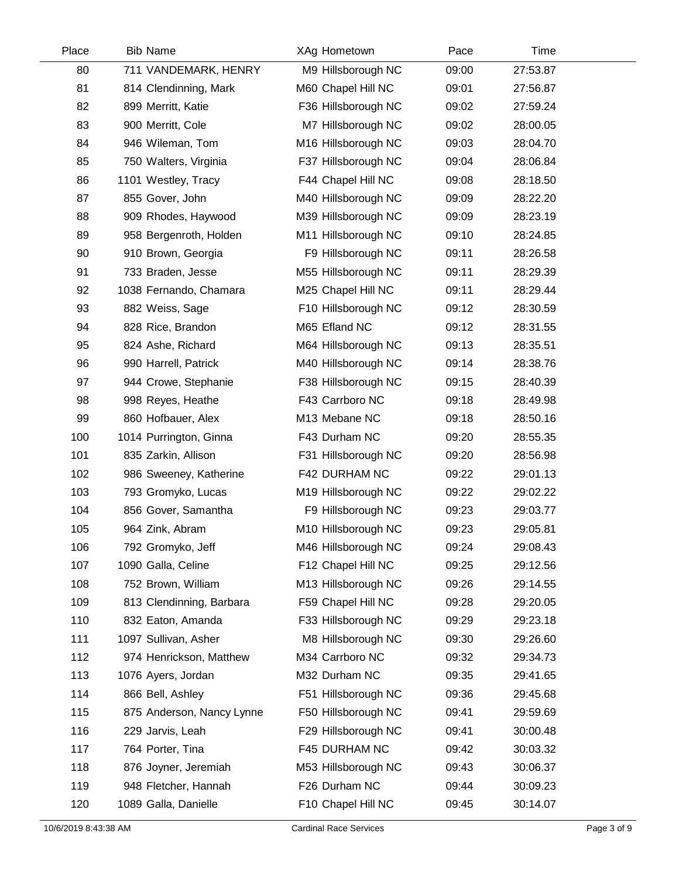| Place | Bib | Name | XAg | Hometown | Pace | Time |
|---|---|---|---|---|---|---|
| 80 | 711 | VANDEMARK, HENRY | M9 | Hillsborough NC | 09:00 | 27:53.87 |
| 81 | 814 | Clendinning, Mark | M60 | Chapel Hill NC | 09:01 | 27:56.87 |
| 82 | 899 | Merritt, Katie | F36 | Hillsborough NC | 09:02 | 27:59.24 |
| 83 | 900 | Merritt, Cole | M7 | Hillsborough NC | 09:02 | 28:00.05 |
| 84 | 946 | Wileman, Tom | M16 | Hillsborough NC | 09:03 | 28:04.70 |
| 85 | 750 | Walters, Virginia | F37 | Hillsborough NC | 09:04 | 28:06.84 |
| 86 | 1101 | Westley, Tracy | F44 | Chapel Hill NC | 09:08 | 28:18.50 |
| 87 | 855 | Gover, John | M40 | Hillsborough NC | 09:09 | 28:22.20 |
| 88 | 909 | Rhodes, Haywood | M39 | Hillsborough NC | 09:09 | 28:23.19 |
| 89 | 958 | Bergenroth, Holden | M11 | Hillsborough NC | 09:10 | 28:24.85 |
| 90 | 910 | Brown, Georgia | F9 | Hillsborough NC | 09:11 | 28:26.58 |
| 91 | 733 | Braden, Jesse | M55 | Hillsborough NC | 09:11 | 28:29.39 |
| 92 | 1038 | Fernando, Chamara | M25 | Chapel Hill NC | 09:11 | 28:29.44 |
| 93 | 882 | Weiss, Sage | F10 | Hillsborough NC | 09:12 | 28:30.59 |
| 94 | 828 | Rice, Brandon | M65 | Efland NC | 09:12 | 28:31.55 |
| 95 | 824 | Ashe, Richard | M64 | Hillsborough NC | 09:13 | 28:35.51 |
| 96 | 990 | Harrell, Patrick | M40 | Hillsborough NC | 09:14 | 28:38.76 |
| 97 | 944 | Crowe, Stephanie | F38 | Hillsborough NC | 09:15 | 28:40.39 |
| 98 | 998 | Reyes, Heathe | F43 | Carrboro NC | 09:18 | 28:49.98 |
| 99 | 860 | Hofbauer, Alex | M13 | Mebane NC | 09:18 | 28:50.16 |
| 100 | 1014 | Purrington, Ginna | F43 | Durham NC | 09:20 | 28:55.35 |
| 101 | 835 | Zarkin, Allison | F31 | Hillsborough NC | 09:20 | 28:56.98 |
| 102 | 986 | Sweeney, Katherine | F42 | DURHAM NC | 09:22 | 29:01.13 |
| 103 | 793 | Gromyko, Lucas | M19 | Hillsborough NC | 09:22 | 29:02.22 |
| 104 | 856 | Gover, Samantha | F9 | Hillsborough NC | 09:23 | 29:03.77 |
| 105 | 964 | Zink, Abram | M10 | Hillsborough NC | 09:23 | 29:05.81 |
| 106 | 792 | Gromyko, Jeff | M46 | Hillsborough NC | 09:24 | 29:08.43 |
| 107 | 1090 | Galla, Celine | F12 | Chapel Hill NC | 09:25 | 29:12.56 |
| 108 | 752 | Brown, William | M13 | Hillsborough NC | 09:26 | 29:14.55 |
| 109 | 813 | Clendinning, Barbara | F59 | Chapel Hill NC | 09:28 | 29:20.05 |
| 110 | 832 | Eaton, Amanda | F33 | Hillsborough NC | 09:29 | 29:23.18 |
| 111 | 1097 | Sullivan, Asher | M8 | Hillsborough NC | 09:30 | 29:26.60 |
| 112 | 974 | Henrickson, Matthew | M34 | Carrboro NC | 09:32 | 29:34.73 |
| 113 | 1076 | Ayers, Jordan | M32 | Durham NC | 09:35 | 29:41.65 |
| 114 | 866 | Bell, Ashley | F51 | Hillsborough NC | 09:36 | 29:45.68 |
| 115 | 875 | Anderson, Nancy Lynne | F50 | Hillsborough NC | 09:41 | 29:59.69 |
| 116 | 229 | Jarvis, Leah | F29 | Hillsborough NC | 09:41 | 30:00.48 |
| 117 | 764 | Porter, Tina | F45 | DURHAM NC | 09:42 | 30:03.32 |
| 118 | 876 | Joyner, Jeremiah | M53 | Hillsborough NC | 09:43 | 30:06.37 |
| 119 | 948 | Fletcher, Hannah | F26 | Durham NC | 09:44 | 30:09.23 |
| 120 | 1089 | Galla, Danielle | F10 | Chapel Hill NC | 09:45 | 30:14.07 |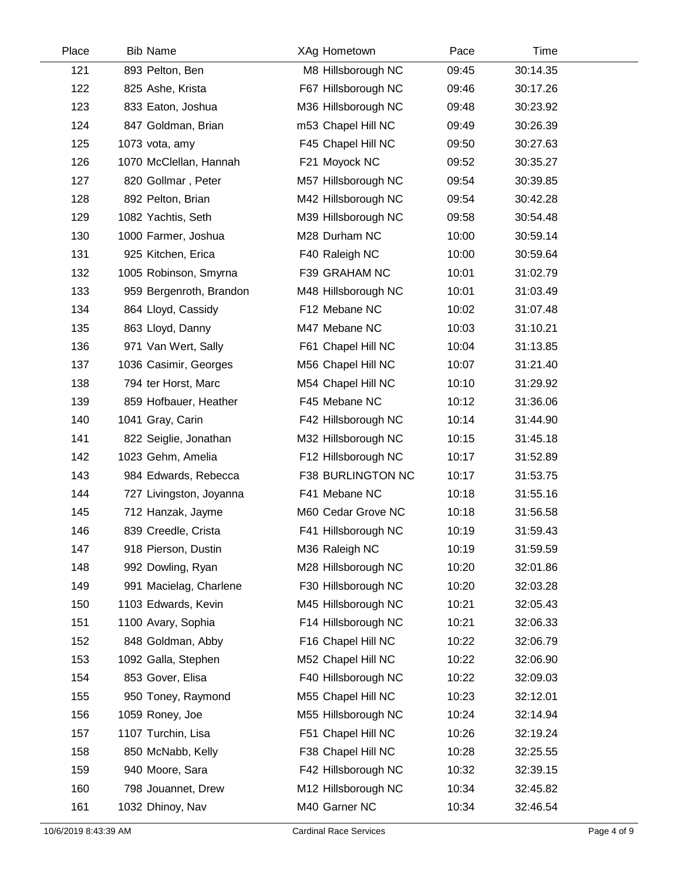| Place | Bib | Name | XAg | Hometown | Pace | Time |
|---|---|---|---|---|---|---|
| 121 | 893 | Pelton, Ben | M8 | Hillsborough NC | 09:45 | 30:14.35 |
| 122 | 825 | Ashe, Krista | F67 | Hillsborough NC | 09:46 | 30:17.26 |
| 123 | 833 | Eaton, Joshua | M36 | Hillsborough NC | 09:48 | 30:23.92 |
| 124 | 847 | Goldman, Brian | m53 | Chapel Hill NC | 09:49 | 30:26.39 |
| 125 | 1073 | vota, amy | F45 | Chapel Hill NC | 09:50 | 30:27.63 |
| 126 | 1070 | McClellan, Hannah | F21 | Moyock NC | 09:52 | 30:35.27 |
| 127 | 820 | Gollmar , Peter | M57 | Hillsborough NC | 09:54 | 30:39.85 |
| 128 | 892 | Pelton, Brian | M42 | Hillsborough NC | 09:54 | 30:42.28 |
| 129 | 1082 | Yachtis, Seth | M39 | Hillsborough NC | 09:58 | 30:54.48 |
| 130 | 1000 | Farmer, Joshua | M28 | Durham NC | 10:00 | 30:59.14 |
| 131 | 925 | Kitchen, Erica | F40 | Raleigh NC | 10:00 | 30:59.64 |
| 132 | 1005 | Robinson, Smyrna | F39 | GRAHAM NC | 10:01 | 31:02.79 |
| 133 | 959 | Bergenroth, Brandon | M48 | Hillsborough NC | 10:01 | 31:03.49 |
| 134 | 864 | Lloyd, Cassidy | F12 | Mebane NC | 10:02 | 31:07.48 |
| 135 | 863 | Lloyd, Danny | M47 | Mebane NC | 10:03 | 31:10.21 |
| 136 | 971 | Van Wert, Sally | F61 | Chapel Hill NC | 10:04 | 31:13.85 |
| 137 | 1036 | Casimir, Georges | M56 | Chapel Hill NC | 10:07 | 31:21.40 |
| 138 | 794 | ter Horst, Marc | M54 | Chapel Hill NC | 10:10 | 31:29.92 |
| 139 | 859 | Hofbauer, Heather | F45 | Mebane NC | 10:12 | 31:36.06 |
| 140 | 1041 | Gray, Carin | F42 | Hillsborough NC | 10:14 | 31:44.90 |
| 141 | 822 | Seiglie, Jonathan | M32 | Hillsborough NC | 10:15 | 31:45.18 |
| 142 | 1023 | Gehm, Amelia | F12 | Hillsborough NC | 10:17 | 31:52.89 |
| 143 | 984 | Edwards, Rebecca | F38 | BURLINGTON NC | 10:17 | 31:53.75 |
| 144 | 727 | Livingston, Joyanna | F41 | Mebane NC | 10:18 | 31:55.16 |
| 145 | 712 | Hanzak, Jayme | M60 | Cedar Grove NC | 10:18 | 31:56.58 |
| 146 | 839 | Creedle, Crista | F41 | Hillsborough NC | 10:19 | 31:59.43 |
| 147 | 918 | Pierson, Dustin | M36 | Raleigh NC | 10:19 | 31:59.59 |
| 148 | 992 | Dowling, Ryan | M28 | Hillsborough NC | 10:20 | 32:01.86 |
| 149 | 991 | Macielag, Charlene | F30 | Hillsborough NC | 10:20 | 32:03.28 |
| 150 | 1103 | Edwards, Kevin | M45 | Hillsborough NC | 10:21 | 32:05.43 |
| 151 | 1100 | Avary, Sophia | F14 | Hillsborough NC | 10:21 | 32:06.33 |
| 152 | 848 | Goldman, Abby | F16 | Chapel Hill NC | 10:22 | 32:06.79 |
| 153 | 1092 | Galla, Stephen | M52 | Chapel Hill NC | 10:22 | 32:06.90 |
| 154 | 853 | Gover, Elisa | F40 | Hillsborough NC | 10:22 | 32:09.03 |
| 155 | 950 | Toney, Raymond | M55 | Chapel Hill NC | 10:23 | 32:12.01 |
| 156 | 1059 | Roney, Joe | M55 | Hillsborough NC | 10:24 | 32:14.94 |
| 157 | 1107 | Turchin, Lisa | F51 | Chapel Hill NC | 10:26 | 32:19.24 |
| 158 | 850 | McNabb, Kelly | F38 | Chapel Hill NC | 10:28 | 32:25.55 |
| 159 | 940 | Moore, Sara | F42 | Hillsborough NC | 10:32 | 32:39.15 |
| 160 | 798 | Jouannet, Drew | M12 | Hillsborough NC | 10:34 | 32:45.82 |
| 161 | 1032 | Dhinoy, Nav | M40 | Garner NC | 10:34 | 32:46.54 |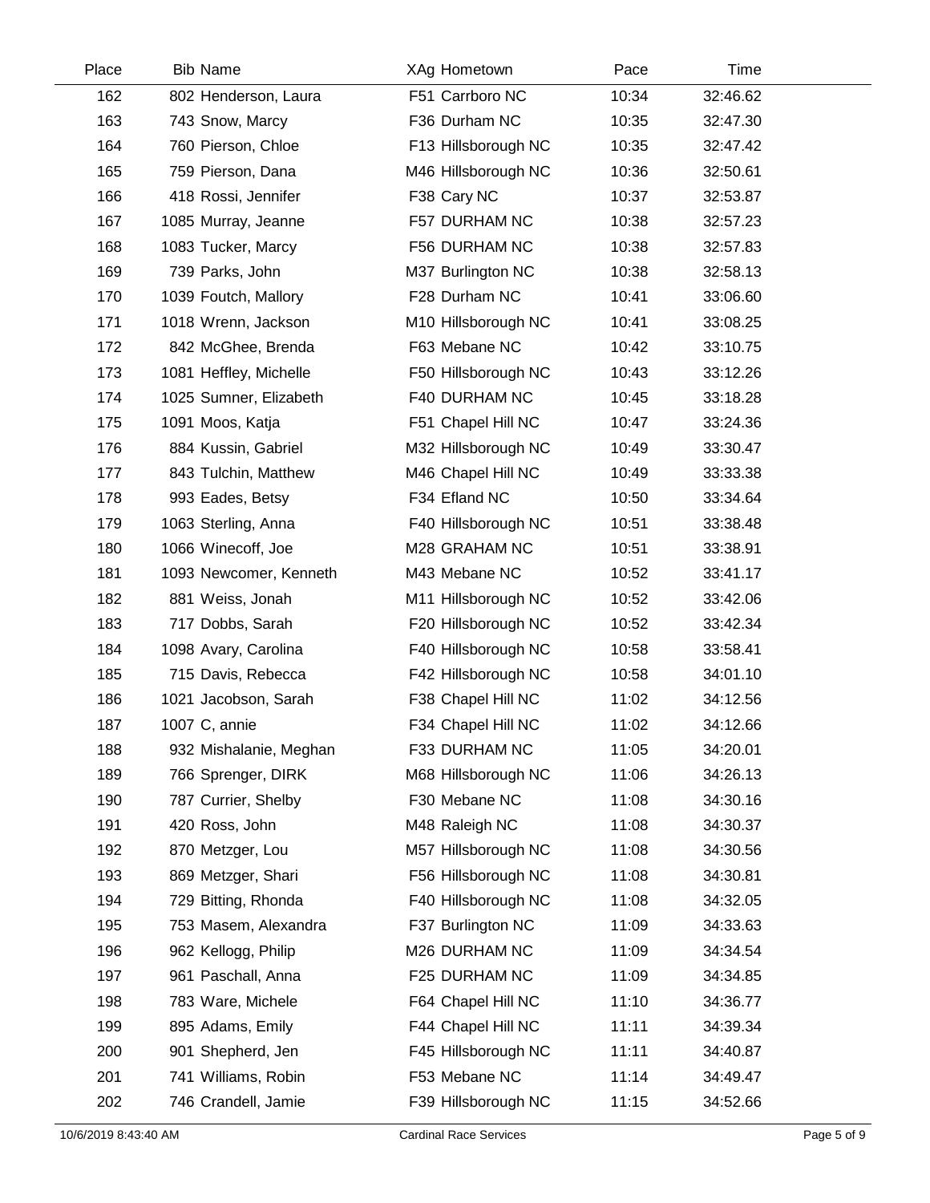| Place | Bib | Name | XAg | Hometown | Pace | Time |
|---|---|---|---|---|---|---|
| 162 | 802 | Henderson, Laura | F51 | Carrboro NC | 10:34 | 32:46.62 |
| 163 | 743 | Snow, Marcy | F36 | Durham NC | 10:35 | 32:47.30 |
| 164 | 760 | Pierson, Chloe | F13 | Hillsborough NC | 10:35 | 32:47.42 |
| 165 | 759 | Pierson, Dana | M46 | Hillsborough NC | 10:36 | 32:50.61 |
| 166 | 418 | Rossi, Jennifer | F38 | Cary NC | 10:37 | 32:53.87 |
| 167 | 1085 | Murray, Jeanne | F57 | DURHAM NC | 10:38 | 32:57.23 |
| 168 | 1083 | Tucker, Marcy | F56 | DURHAM NC | 10:38 | 32:57.83 |
| 169 | 739 | Parks, John | M37 | Burlington NC | 10:38 | 32:58.13 |
| 170 | 1039 | Foutch, Mallory | F28 | Durham NC | 10:41 | 33:06.60 |
| 171 | 1018 | Wrenn, Jackson | M10 | Hillsborough NC | 10:41 | 33:08.25 |
| 172 | 842 | McGhee, Brenda | F63 | Mebane NC | 10:42 | 33:10.75 |
| 173 | 1081 | Heffley, Michelle | F50 | Hillsborough NC | 10:43 | 33:12.26 |
| 174 | 1025 | Sumner, Elizabeth | F40 | DURHAM NC | 10:45 | 33:18.28 |
| 175 | 1091 | Moos, Katja | F51 | Chapel Hill NC | 10:47 | 33:24.36 |
| 176 | 884 | Kussin, Gabriel | M32 | Hillsborough NC | 10:49 | 33:30.47 |
| 177 | 843 | Tulchin, Matthew | M46 | Chapel Hill NC | 10:49 | 33:33.38 |
| 178 | 993 | Eades, Betsy | F34 | Efland NC | 10:50 | 33:34.64 |
| 179 | 1063 | Sterling, Anna | F40 | Hillsborough NC | 10:51 | 33:38.48 |
| 180 | 1066 | Winecoff, Joe | M28 | GRAHAM NC | 10:51 | 33:38.91 |
| 181 | 1093 | Newcomer, Kenneth | M43 | Mebane NC | 10:52 | 33:41.17 |
| 182 | 881 | Weiss, Jonah | M11 | Hillsborough NC | 10:52 | 33:42.06 |
| 183 | 717 | Dobbs, Sarah | F20 | Hillsborough NC | 10:52 | 33:42.34 |
| 184 | 1098 | Avary, Carolina | F40 | Hillsborough NC | 10:58 | 33:58.41 |
| 185 | 715 | Davis, Rebecca | F42 | Hillsborough NC | 10:58 | 34:01.10 |
| 186 | 1021 | Jacobson, Sarah | F38 | Chapel Hill NC | 11:02 | 34:12.56 |
| 187 | 1007 | C, annie | F34 | Chapel Hill NC | 11:02 | 34:12.66 |
| 188 | 932 | Mishalanie, Meghan | F33 | DURHAM NC | 11:05 | 34:20.01 |
| 189 | 766 | Sprenger, DIRK | M68 | Hillsborough NC | 11:06 | 34:26.13 |
| 190 | 787 | Currier, Shelby | F30 | Mebane NC | 11:08 | 34:30.16 |
| 191 | 420 | Ross, John | M48 | Raleigh NC | 11:08 | 34:30.37 |
| 192 | 870 | Metzger, Lou | M57 | Hillsborough NC | 11:08 | 34:30.56 |
| 193 | 869 | Metzger, Shari | F56 | Hillsborough NC | 11:08 | 34:30.81 |
| 194 | 729 | Bitting, Rhonda | F40 | Hillsborough NC | 11:08 | 34:32.05 |
| 195 | 753 | Masem, Alexandra | F37 | Burlington NC | 11:09 | 34:33.63 |
| 196 | 962 | Kellogg, Philip | M26 | DURHAM NC | 11:09 | 34:34.54 |
| 197 | 961 | Paschall, Anna | F25 | DURHAM NC | 11:09 | 34:34.85 |
| 198 | 783 | Ware, Michele | F64 | Chapel Hill NC | 11:10 | 34:36.77 |
| 199 | 895 | Adams, Emily | F44 | Chapel Hill NC | 11:11 | 34:39.34 |
| 200 | 901 | Shepherd, Jen | F45 | Hillsborough NC | 11:11 | 34:40.87 |
| 201 | 741 | Williams, Robin | F53 | Mebane NC | 11:14 | 34:49.47 |
| 202 | 746 | Crandell, Jamie | F39 | Hillsborough NC | 11:15 | 34:52.66 |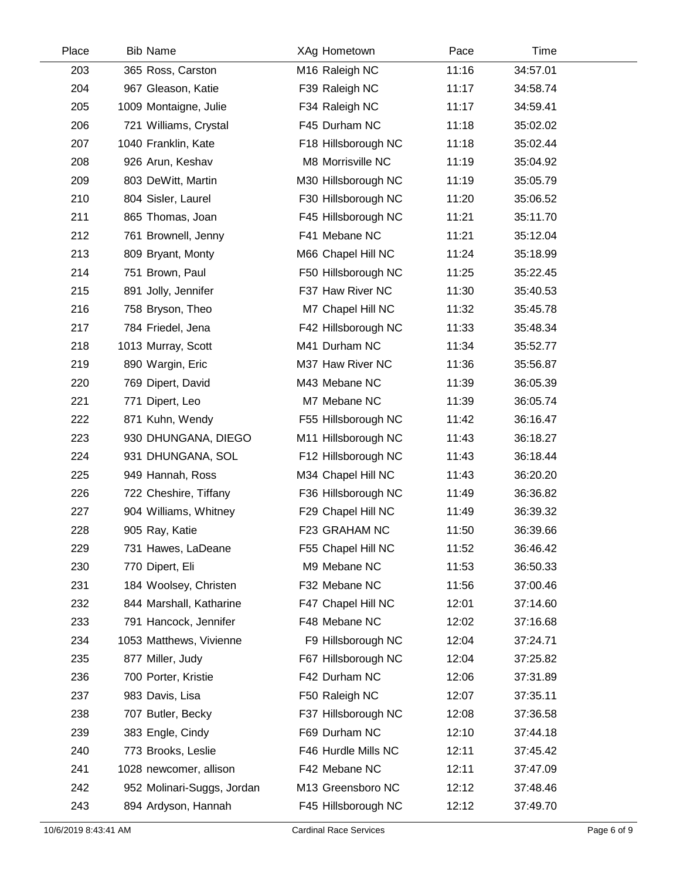| Place | Bib | Name | XAg | Hometown | Pace | Time |
|---|---|---|---|---|---|---|
| 203 | 365 | Ross, Carston | M16 | Raleigh NC | 11:16 | 34:57.01 |
| 204 | 967 | Gleason, Katie | F39 | Raleigh NC | 11:17 | 34:58.74 |
| 205 | 1009 | Montaigne, Julie | F34 | Raleigh NC | 11:17 | 34:59.41 |
| 206 | 721 | Williams, Crystal | F45 | Durham NC | 11:18 | 35:02.02 |
| 207 | 1040 | Franklin, Kate | F18 | Hillsborough NC | 11:18 | 35:02.44 |
| 208 | 926 | Arun, Keshav | M8 | Morrisville NC | 11:19 | 35:04.92 |
| 209 | 803 | DeWitt, Martin | M30 | Hillsborough NC | 11:19 | 35:05.79 |
| 210 | 804 | Sisler, Laurel | F30 | Hillsborough NC | 11:20 | 35:06.52 |
| 211 | 865 | Thomas, Joan | F45 | Hillsborough NC | 11:21 | 35:11.70 |
| 212 | 761 | Brownell, Jenny | F41 | Mebane NC | 11:21 | 35:12.04 |
| 213 | 809 | Bryant, Monty | M66 | Chapel Hill NC | 11:24 | 35:18.99 |
| 214 | 751 | Brown, Paul | F50 | Hillsborough NC | 11:25 | 35:22.45 |
| 215 | 891 | Jolly, Jennifer | F37 | Haw River NC | 11:30 | 35:40.53 |
| 216 | 758 | Bryson, Theo | M7 | Chapel Hill NC | 11:32 | 35:45.78 |
| 217 | 784 | Friedel, Jena | F42 | Hillsborough NC | 11:33 | 35:48.34 |
| 218 | 1013 | Murray, Scott | M41 | Durham NC | 11:34 | 35:52.77 |
| 219 | 890 | Wargin, Eric | M37 | Haw River NC | 11:36 | 35:56.87 |
| 220 | 769 | Dipert, David | M43 | Mebane NC | 11:39 | 36:05.39 |
| 221 | 771 | Dipert, Leo | M7 | Mebane NC | 11:39 | 36:05.74 |
| 222 | 871 | Kuhn, Wendy | F55 | Hillsborough NC | 11:42 | 36:16.47 |
| 223 | 930 | DHUNGANA, DIEGO | M11 | Hillsborough NC | 11:43 | 36:18.27 |
| 224 | 931 | DHUNGANA, SOL | F12 | Hillsborough NC | 11:43 | 36:18.44 |
| 225 | 949 | Hannah, Ross | M34 | Chapel Hill NC | 11:43 | 36:20.20 |
| 226 | 722 | Cheshire, Tiffany | F36 | Hillsborough NC | 11:49 | 36:36.82 |
| 227 | 904 | Williams, Whitney | F29 | Chapel Hill NC | 11:49 | 36:39.32 |
| 228 | 905 | Ray, Katie | F23 | GRAHAM NC | 11:50 | 36:39.66 |
| 229 | 731 | Hawes, LaDeane | F55 | Chapel Hill NC | 11:52 | 36:46.42 |
| 230 | 770 | Dipert, Eli | M9 | Mebane NC | 11:53 | 36:50.33 |
| 231 | 184 | Woolsey, Christen | F32 | Mebane NC | 11:56 | 37:00.46 |
| 232 | 844 | Marshall, Katharine | F47 | Chapel Hill NC | 12:01 | 37:14.60 |
| 233 | 791 | Hancock, Jennifer | F48 | Mebane NC | 12:02 | 37:16.68 |
| 234 | 1053 | Matthews, Vivienne | F9 | Hillsborough NC | 12:04 | 37:24.71 |
| 235 | 877 | Miller, Judy | F67 | Hillsborough NC | 12:04 | 37:25.82 |
| 236 | 700 | Porter, Kristie | F42 | Durham NC | 12:06 | 37:31.89 |
| 237 | 983 | Davis, Lisa | F50 | Raleigh NC | 12:07 | 37:35.11 |
| 238 | 707 | Butler, Becky | F37 | Hillsborough NC | 12:08 | 37:36.58 |
| 239 | 383 | Engle, Cindy | F69 | Durham NC | 12:10 | 37:44.18 |
| 240 | 773 | Brooks, Leslie | F46 | Hurdle Mills NC | 12:11 | 37:45.42 |
| 241 | 1028 | newcomer, allison | F42 | Mebane NC | 12:11 | 37:47.09 |
| 242 | 952 | Molinari-Suggs, Jordan | M13 | Greensboro NC | 12:12 | 37:48.46 |
| 243 | 894 | Ardyson, Hannah | F45 | Hillsborough NC | 12:12 | 37:49.70 |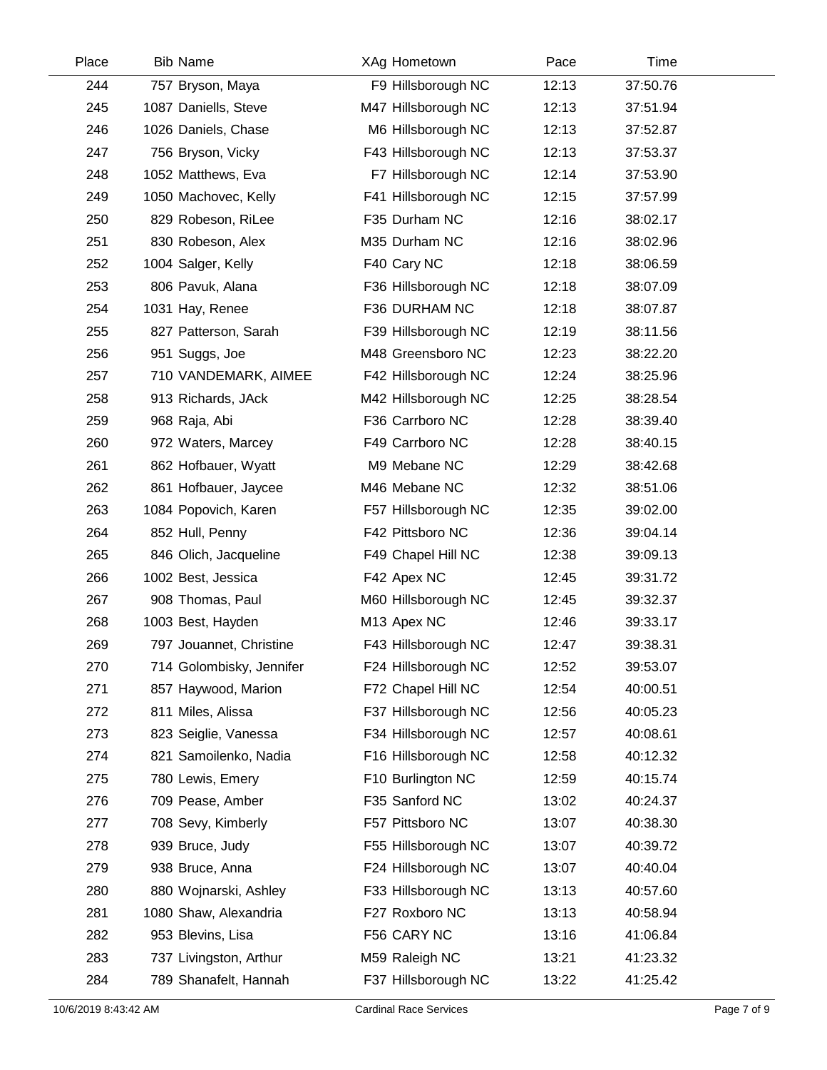| Place | Bib | Name | XAg | Hometown | Pace | Time |
|---|---|---|---|---|---|---|
| 244 | 757 | Bryson, Maya | F9 | Hillsborough NC | 12:13 | 37:50.76 |
| 245 | 1087 | Daniells, Steve | M47 | Hillsborough NC | 12:13 | 37:51.94 |
| 246 | 1026 | Daniels, Chase | M6 | Hillsborough NC | 12:13 | 37:52.87 |
| 247 | 756 | Bryson, Vicky | F43 | Hillsborough NC | 12:13 | 37:53.37 |
| 248 | 1052 | Matthews, Eva | F7 | Hillsborough NC | 12:14 | 37:53.90 |
| 249 | 1050 | Machovec, Kelly | F41 | Hillsborough NC | 12:15 | 37:57.99 |
| 250 | 829 | Robeson, RiLee | F35 | Durham NC | 12:16 | 38:02.17 |
| 251 | 830 | Robeson, Alex | M35 | Durham NC | 12:16 | 38:02.96 |
| 252 | 1004 | Salger, Kelly | F40 | Cary NC | 12:18 | 38:06.59 |
| 253 | 806 | Pavuk, Alana | F36 | Hillsborough NC | 12:18 | 38:07.09 |
| 254 | 1031 | Hay, Renee | F36 | DURHAM NC | 12:18 | 38:07.87 |
| 255 | 827 | Patterson, Sarah | F39 | Hillsborough NC | 12:19 | 38:11.56 |
| 256 | 951 | Suggs, Joe | M48 | Greensboro NC | 12:23 | 38:22.20 |
| 257 | 710 | VANDEMARK, AIMEE | F42 | Hillsborough NC | 12:24 | 38:25.96 |
| 258 | 913 | Richards, JAck | M42 | Hillsborough NC | 12:25 | 38:28.54 |
| 259 | 968 | Raja, Abi | F36 | Carrboro NC | 12:28 | 38:39.40 |
| 260 | 972 | Waters, Marcey | F49 | Carrboro NC | 12:28 | 38:40.15 |
| 261 | 862 | Hofbauer, Wyatt | M9 | Mebane NC | 12:29 | 38:42.68 |
| 262 | 861 | Hofbauer, Jaycee | M46 | Mebane NC | 12:32 | 38:51.06 |
| 263 | 1084 | Popovich, Karen | F57 | Hillsborough NC | 12:35 | 39:02.00 |
| 264 | 852 | Hull, Penny | F42 | Pittsboro NC | 12:36 | 39:04.14 |
| 265 | 846 | Olich, Jacqueline | F49 | Chapel Hill NC | 12:38 | 39:09.13 |
| 266 | 1002 | Best, Jessica | F42 | Apex NC | 12:45 | 39:31.72 |
| 267 | 908 | Thomas, Paul | M60 | Hillsborough NC | 12:45 | 39:32.37 |
| 268 | 1003 | Best, Hayden | M13 | Apex NC | 12:46 | 39:33.17 |
| 269 | 797 | Jouannet, Christine | F43 | Hillsborough NC | 12:47 | 39:38.31 |
| 270 | 714 | Golombisky, Jennifer | F24 | Hillsborough NC | 12:52 | 39:53.07 |
| 271 | 857 | Haywood, Marion | F72 | Chapel Hill NC | 12:54 | 40:00.51 |
| 272 | 811 | Miles, Alissa | F37 | Hillsborough NC | 12:56 | 40:05.23 |
| 273 | 823 | Seiglie, Vanessa | F34 | Hillsborough NC | 12:57 | 40:08.61 |
| 274 | 821 | Samoilenko, Nadia | F16 | Hillsborough NC | 12:58 | 40:12.32 |
| 275 | 780 | Lewis, Emery | F10 | Burlington NC | 12:59 | 40:15.74 |
| 276 | 709 | Pease, Amber | F35 | Sanford NC | 13:02 | 40:24.37 |
| 277 | 708 | Sevy, Kimberly | F57 | Pittsboro NC | 13:07 | 40:38.30 |
| 278 | 939 | Bruce, Judy | F55 | Hillsborough NC | 13:07 | 40:39.72 |
| 279 | 938 | Bruce, Anna | F24 | Hillsborough NC | 13:07 | 40:40.04 |
| 280 | 880 | Wojnarski, Ashley | F33 | Hillsborough NC | 13:13 | 40:57.60 |
| 281 | 1080 | Shaw, Alexandria | F27 | Roxboro NC | 13:13 | 40:58.94 |
| 282 | 953 | Blevins, Lisa | F56 | CARY NC | 13:16 | 41:06.84 |
| 283 | 737 | Livingston, Arthur | M59 | Raleigh NC | 13:21 | 41:23.32 |
| 284 | 789 | Shanafelt, Hannah | F37 | Hillsborough NC | 13:22 | 41:25.42 |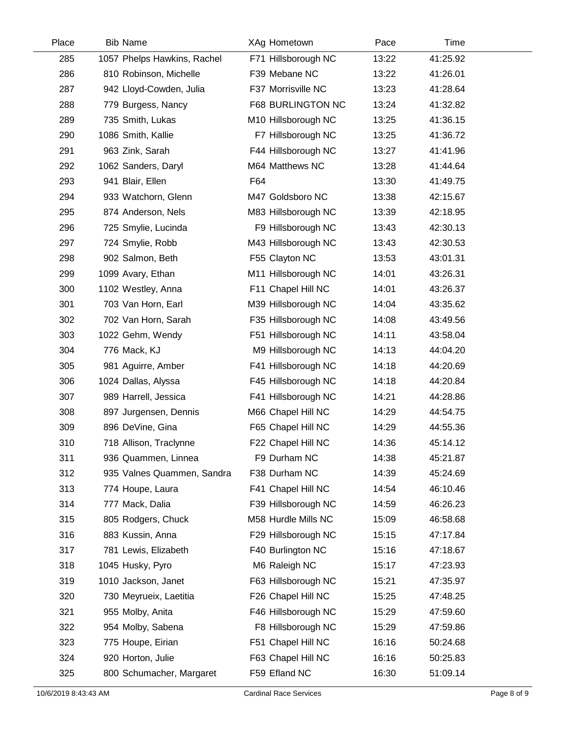| Place | Bib | Name | XAg | Hometown | Pace | Time |
|---|---|---|---|---|---|---|
| 285 | 1057 | Phelps Hawkins, Rachel | F71 | Hillsborough NC | 13:22 | 41:25.92 |
| 286 | 810 | Robinson, Michelle | F39 | Mebane NC | 13:22 | 41:26.01 |
| 287 | 942 | Lloyd-Cowden, Julia | F37 | Morrisville NC | 13:23 | 41:28.64 |
| 288 | 779 | Burgess, Nancy | F68 | BURLINGTON NC | 13:24 | 41:32.82 |
| 289 | 735 | Smith, Lukas | M10 | Hillsborough NC | 13:25 | 41:36.15 |
| 290 | 1086 | Smith, Kallie | F7 | Hillsborough NC | 13:25 | 41:36.72 |
| 291 | 963 | Zink, Sarah | F44 | Hillsborough NC | 13:27 | 41:41.96 |
| 292 | 1062 | Sanders, Daryl | M64 | Matthews NC | 13:28 | 41:44.64 |
| 293 | 941 | Blair, Ellen | F64 | | 13:30 | 41:49.75 |
| 294 | 933 | Watchorn, Glenn | M47 | Goldsboro NC | 13:38 | 42:15.67 |
| 295 | 874 | Anderson, Nels | M83 | Hillsborough NC | 13:39 | 42:18.95 |
| 296 | 725 | Smylie, Lucinda | F9 | Hillsborough NC | 13:43 | 42:30.13 |
| 297 | 724 | Smylie, Robb | M43 | Hillsborough NC | 13:43 | 42:30.53 |
| 298 | 902 | Salmon, Beth | F55 | Clayton NC | 13:53 | 43:01.31 |
| 299 | 1099 | Avary, Ethan | M11 | Hillsborough NC | 14:01 | 43:26.31 |
| 300 | 1102 | Westley, Anna | F11 | Chapel Hill NC | 14:01 | 43:26.37 |
| 301 | 703 | Van Horn, Earl | M39 | Hillsborough NC | 14:04 | 43:35.62 |
| 302 | 702 | Van Horn, Sarah | F35 | Hillsborough NC | 14:08 | 43:49.56 |
| 303 | 1022 | Gehm, Wendy | F51 | Hillsborough NC | 14:11 | 43:58.04 |
| 304 | 776 | Mack, KJ | M9 | Hillsborough NC | 14:13 | 44:04.20 |
| 305 | 981 | Aguirre, Amber | F41 | Hillsborough NC | 14:18 | 44:20.69 |
| 306 | 1024 | Dallas, Alyssa | F45 | Hillsborough NC | 14:18 | 44:20.84 |
| 307 | 989 | Harrell, Jessica | F41 | Hillsborough NC | 14:21 | 44:28.86 |
| 308 | 897 | Jurgensen, Dennis | M66 | Chapel Hill NC | 14:29 | 44:54.75 |
| 309 | 896 | DeVine, Gina | F65 | Chapel Hill NC | 14:29 | 44:55.36 |
| 310 | 718 | Allison, Traclynne | F22 | Chapel Hill NC | 14:36 | 45:14.12 |
| 311 | 936 | Quammen, Linnea | F9 | Durham NC | 14:38 | 45:21.87 |
| 312 | 935 | Valnes Quammen, Sandra | F38 | Durham NC | 14:39 | 45:24.69 |
| 313 | 774 | Houpe, Laura | F41 | Chapel Hill NC | 14:54 | 46:10.46 |
| 314 | 777 | Mack, Dalia | F39 | Hillsborough NC | 14:59 | 46:26.23 |
| 315 | 805 | Rodgers, Chuck | M58 | Hurdle Mills NC | 15:09 | 46:58.68 |
| 316 | 883 | Kussin, Anna | F29 | Hillsborough NC | 15:15 | 47:17.84 |
| 317 | 781 | Lewis, Elizabeth | F40 | Burlington NC | 15:16 | 47:18.67 |
| 318 | 1045 | Husky, Pyro | M6 | Raleigh NC | 15:17 | 47:23.93 |
| 319 | 1010 | Jackson, Janet | F63 | Hillsborough NC | 15:21 | 47:35.97 |
| 320 | 730 | Meyrueix, Laetitia | F26 | Chapel Hill NC | 15:25 | 47:48.25 |
| 321 | 955 | Molby, Anita | F46 | Hillsborough NC | 15:29 | 47:59.60 |
| 322 | 954 | Molby, Sabena | F8 | Hillsborough NC | 15:29 | 47:59.86 |
| 323 | 775 | Houpe, Eirian | F51 | Chapel Hill NC | 16:16 | 50:24.68 |
| 324 | 920 | Horton, Julie | F63 | Chapel Hill NC | 16:16 | 50:25.83 |
| 325 | 800 | Schumacher, Margaret | F59 | Efland NC | 16:30 | 51:09.14 |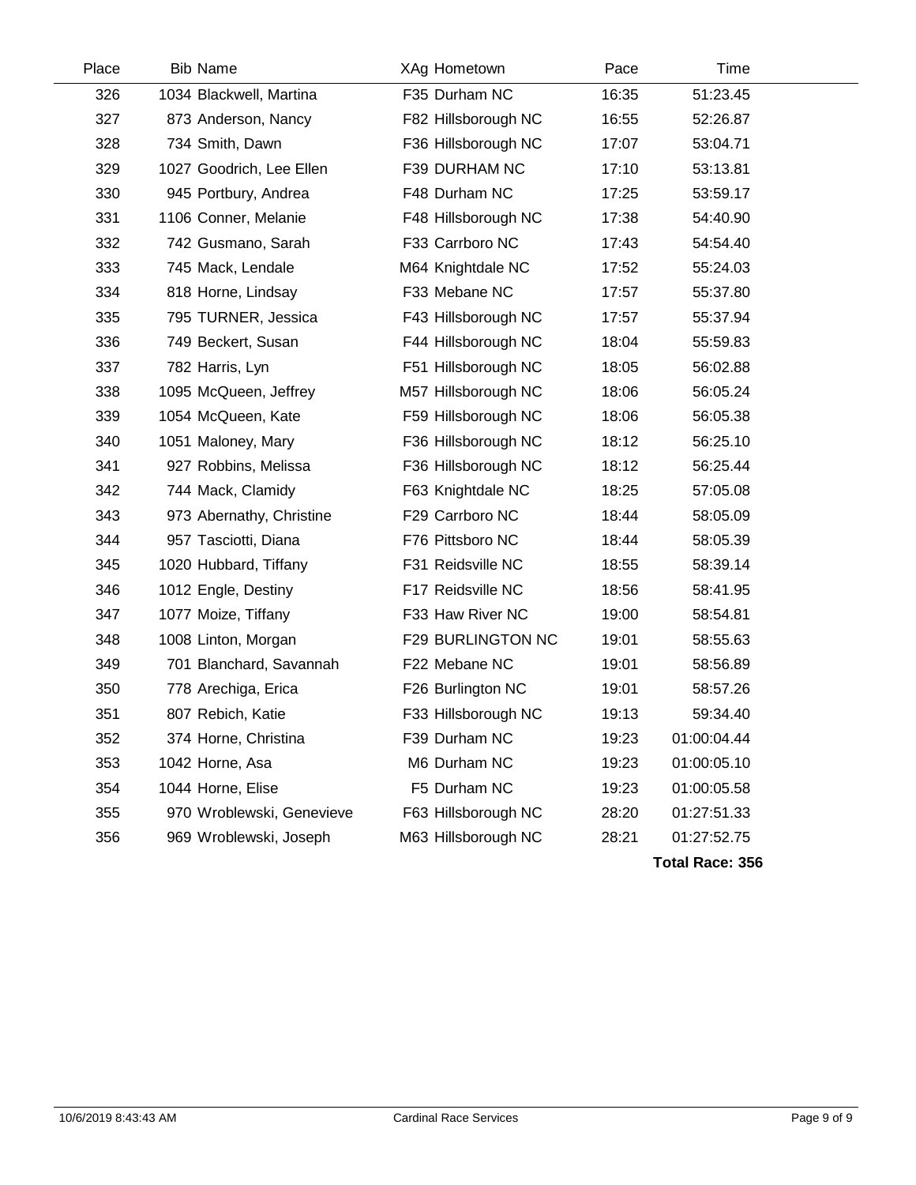| Place | Bib | Name | XAg | Hometown | Pace | Time |
|---|---|---|---|---|---|---|
| 326 | 1034 | Blackwell, Martina | F35 | Durham NC | 16:35 | 51:23.45 |
| 327 | 873 | Anderson, Nancy | F82 | Hillsborough NC | 16:55 | 52:26.87 |
| 328 | 734 | Smith, Dawn | F36 | Hillsborough NC | 17:07 | 53:04.71 |
| 329 | 1027 | Goodrich, Lee Ellen | F39 | DURHAM NC | 17:10 | 53:13.81 |
| 330 | 945 | Portbury, Andrea | F48 | Durham NC | 17:25 | 53:59.17 |
| 331 | 1106 | Conner, Melanie | F48 | Hillsborough NC | 17:38 | 54:40.90 |
| 332 | 742 | Gusmano, Sarah | F33 | Carrboro NC | 17:43 | 54:54.40 |
| 333 | 745 | Mack, Lendale | M64 | Knightdale NC | 17:52 | 55:24.03 |
| 334 | 818 | Horne, Lindsay | F33 | Mebane NC | 17:57 | 55:37.80 |
| 335 | 795 | TURNER, Jessica | F43 | Hillsborough NC | 17:57 | 55:37.94 |
| 336 | 749 | Beckert, Susan | F44 | Hillsborough NC | 18:04 | 55:59.83 |
| 337 | 782 | Harris, Lyn | F51 | Hillsborough NC | 18:05 | 56:02.88 |
| 338 | 1095 | McQueen, Jeffrey | M57 | Hillsborough NC | 18:06 | 56:05.24 |
| 339 | 1054 | McQueen, Kate | F59 | Hillsborough NC | 18:06 | 56:05.38 |
| 340 | 1051 | Maloney, Mary | F36 | Hillsborough NC | 18:12 | 56:25.10 |
| 341 | 927 | Robbins, Melissa | F36 | Hillsborough NC | 18:12 | 56:25.44 |
| 342 | 744 | Mack, Clamidy | F63 | Knightdale NC | 18:25 | 57:05.08 |
| 343 | 973 | Abernathy, Christine | F29 | Carrboro NC | 18:44 | 58:05.09 |
| 344 | 957 | Tasciotti, Diana | F76 | Pittsboro NC | 18:44 | 58:05.39 |
| 345 | 1020 | Hubbard, Tiffany | F31 | Reidsville NC | 18:55 | 58:39.14 |
| 346 | 1012 | Engle, Destiny | F17 | Reidsville NC | 18:56 | 58:41.95 |
| 347 | 1077 | Moize, Tiffany | F33 | Haw River NC | 19:00 | 58:54.81 |
| 348 | 1008 | Linton, Morgan | F29 | BURLINGTON NC | 19:01 | 58:55.63 |
| 349 | 701 | Blanchard, Savannah | F22 | Mebane NC | 19:01 | 58:56.89 |
| 350 | 778 | Arechiga, Erica | F26 | Burlington NC | 19:01 | 58:57.26 |
| 351 | 807 | Rebich, Katie | F33 | Hillsborough NC | 19:13 | 59:34.40 |
| 352 | 374 | Horne, Christina | F39 | Durham NC | 19:23 | 01:00:04.44 |
| 353 | 1042 | Horne, Asa | M6 | Durham NC | 19:23 | 01:00:05.10 |
| 354 | 1044 | Horne, Elise | F5 | Durham NC | 19:23 | 01:00:05.58 |
| 355 | 970 | Wroblewski, Genevieve | F63 | Hillsborough NC | 28:20 | 01:27:51.33 |
| 356 | 969 | Wroblewski, Joseph | M63 | Hillsborough NC | 28:21 | 01:27:52.75 |

**Total Race: 356**

10/6/2019 8:43:43 AM Cardinal Race Services